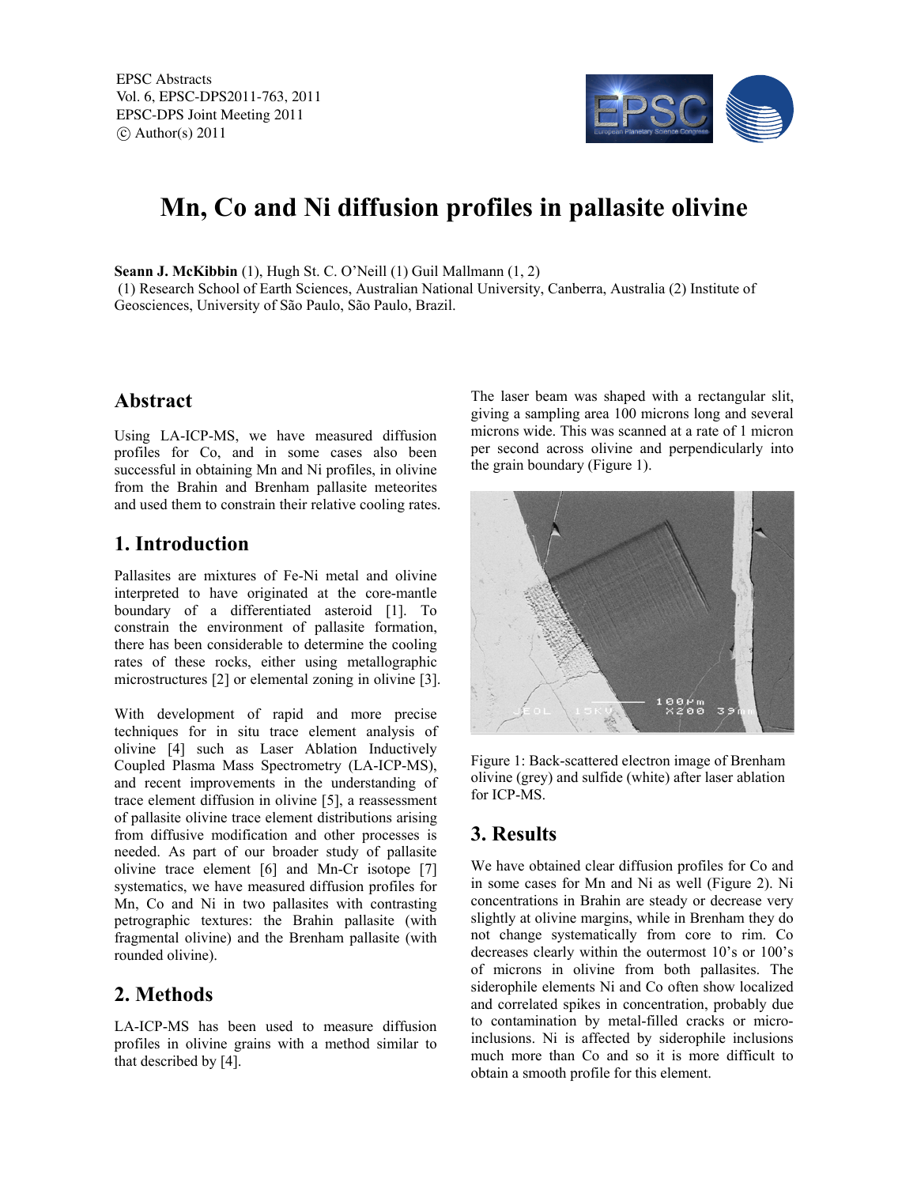EPSC Abstracts
Vol. 6, EPSC-DPS2011-763, 2011
EPSC-DPS Joint Meeting 2011
© Author(s) 2011

# Mn, Co and Ni diffusion profiles in pallasite olivine

**Seann J. McKibbin** (1), Hugh St. C. O'Neill (1) Guil Mallmann (1, 2)
(1) Research School of Earth Sciences, Australian National University, Canberra, Australia (2) Institute of Geosciences, University of São Paulo, São Paulo, Brazil.

## Abstract

Using LA-ICP-MS, we have measured diffusion profiles for Co, and in some cases also been successful in obtaining Mn and Ni profiles, in olivine from the Brahin and Brenham pallasite meteorites and used them to constrain their relative cooling rates.

## 1. Introduction

Pallasites are mixtures of Fe-Ni metal and olivine interpreted to have originated at the core-mantle boundary of a differentiated asteroid [1]. To constrain the environment of pallasite formation, there has been considerable to determine the cooling rates of these rocks, either using metallographic microstructures [2] or elemental zoning in olivine [3].

With development of rapid and more precise techniques for in situ trace element analysis of olivine [4] such as Laser Ablation Inductively Coupled Plasma Mass Spectrometry (LA-ICP-MS), and recent improvements in the understanding of trace element diffusion in olivine [5], a reassessment of pallasite olivine trace element distributions arising from diffusive modification and other processes is needed. As part of our broader study of pallasite olivine trace element [6] and Mn-Cr isotope [7] systematics, we have measured diffusion profiles for Mn, Co and Ni in two pallasites with contrasting petrographic textures: the Brahin pallasite (with fragmental olivine) and the Brenham pallasite (with rounded olivine).

## 2. Methods

LA-ICP-MS has been used to measure diffusion profiles in olivine grains with a method similar to that described by [4].

The laser beam was shaped with a rectangular slit, giving a sampling area 100 microns long and several microns wide. This was scanned at a rate of 1 micron per second across olivine and perpendicularly into the grain boundary (Figure 1).

Figure 1: Back-scattered electron image of Brenham olivine (grey) and sulfide (white) after laser ablation for ICP-MS.

## 3. Results

We have obtained clear diffusion profiles for Co and in some cases for Mn and Ni as well (Figure 2). Ni concentrations in Brahin are steady or decrease very slightly at olivine margins, while in Brenham they do not change systematically from core to rim. Co decreases clearly within the outermost 10's or 100's of microns in olivine from both pallasites. The siderophile elements Ni and Co often show localized and correlated spikes in concentration, probably due to contamination by metal-filled cracks or micro-inclusions. Ni is affected by siderophile inclusions much more than Co and so it is more difficult to obtain a smooth profile for this element.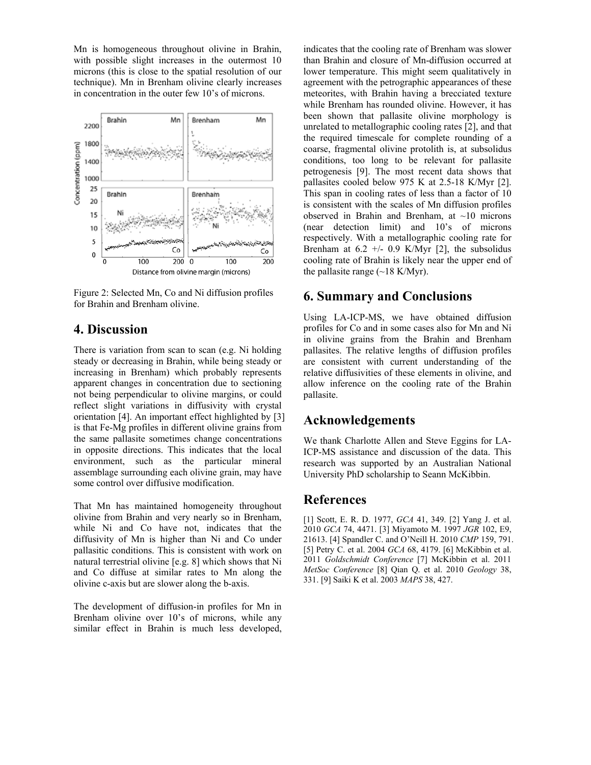Mn is homogeneous throughout olivine in Brahin, with possible slight increases in the outermost 10 microns (this is close to the spatial resolution of our technique). Mn in Brenham olivine clearly increases in concentration in the outer few 10's of microns.

Brahin Mn
Brenham Mn
2200
1800
1400
1000
Concentration (ppm)
25
20
15
10
5
0
Brahin
Ni
Co
Brenham
Ni
Co
0 100 200 0 100 200
Distance from olivine margin (microns)

Figure 2: Selected Mn, Co and Ni diffusion profiles for Brahin and Brenham olivine.

## 4. Discussion

There is variation from scan to scan (e.g. Ni holding steady or decreasing in Brahin, while being steady or increasing in Brenham) which probably represents apparent changes in concentration due to sectioning not being perpendicular to olivine margins, or could reflect slight variations in diffusivity with crystal orientation [4]. An important effect highlighted by [3] is that Fe-Mg profiles in different olivine grains from the same pallasite sometimes change concentrations in opposite directions. This indicates that the local environment, such as the particular mineral assemblage surrounding each olivine grain, may have some control over diffusive modification.

That Mn has maintained homogeneity throughout olivine from Brahin and very nearly so in Brenham, while Ni and Co have not, indicates that the diffusivity of Mn is higher than Ni and Co under pallasitic conditions. This is consistent with work on natural terrestrial olivine [e.g. 8] which shows that Ni and Co diffuse at similar rates to Mn along the olivine c-axis but are slower along the b-axis.

The development of diffusion-in profiles for Mn in Brenham olivine over 10's of microns, while any similar effect in Brahin is much less developed, indicates that the cooling rate of Brenham was slower than Brahin and closure of Mn-diffusion occurred at lower temperature. This might seem qualitatively in agreement with the petrographic appearances of these meteorites, with Brahin having a brecciated texture while Brenham has rounded olivine. However, it has been shown that pallasite olivine morphology is unrelated to metallographic cooling rates [2], and that the required timescale for complete rounding of a coarse, fragmental olivine protolith is, at subsolidus conditions, too long to be relevant for pallasite petrogenesis [9]. The most recent data shows that pallasites cooled below 975 K at 2.5-18 K/Myr [2]. This span in cooling rates of less than a factor of 10 is consistent with the scales of Mn diffusion profiles observed in Brahin and Brenham, at ~10 microns (near detection limit) and 10's of microns respectively. With a metallographic cooling rate for Brenham at 6.2 +/- 0.9 K/Myr [2], the subsolidus cooling rate of Brahin is likely near the upper end of the pallasite range (~18 K/Myr).

## 6. Summary and Conclusions

Using LA-ICP-MS, we have obtained diffusion profiles for Co and in some cases also for Mn and Ni in olivine grains from the Brahin and Brenham pallasites. The relative lengths of diffusion profiles are consistent with current understanding of the relative diffusivities of these elements in olivine, and allow inference on the cooling rate of the Brahin pallasite.

## Acknowledgements

We thank Charlotte Allen and Steve Eggins for LA-ICP-MS assistance and discussion of the data. This research was supported by an Australian National University PhD scholarship to Seann McKibbin.

## References

[1] Scott, E. R. D. 1977, *GCA* 41, 349. [2] Yang J. et al. 2010 *GCA* 74, 4471. [3] Miyamoto M. 1997 *JGR* 102, E9, 21613. [4] Spandler C. and O'Neill H. 2010 *CMP* 159, 791. [5] Petry C. et al. 2004 *GCA* 68, 4179. [6] McKibbin et al. 2011 *Goldschmidt Conference* [7] McKibbin et al. 2011 *MetSoc Conference* [8] Qian Q. et al. 2010 *Geology* 38, 331. [9] Saiki K et al. 2003 *MAPS* 38, 427.